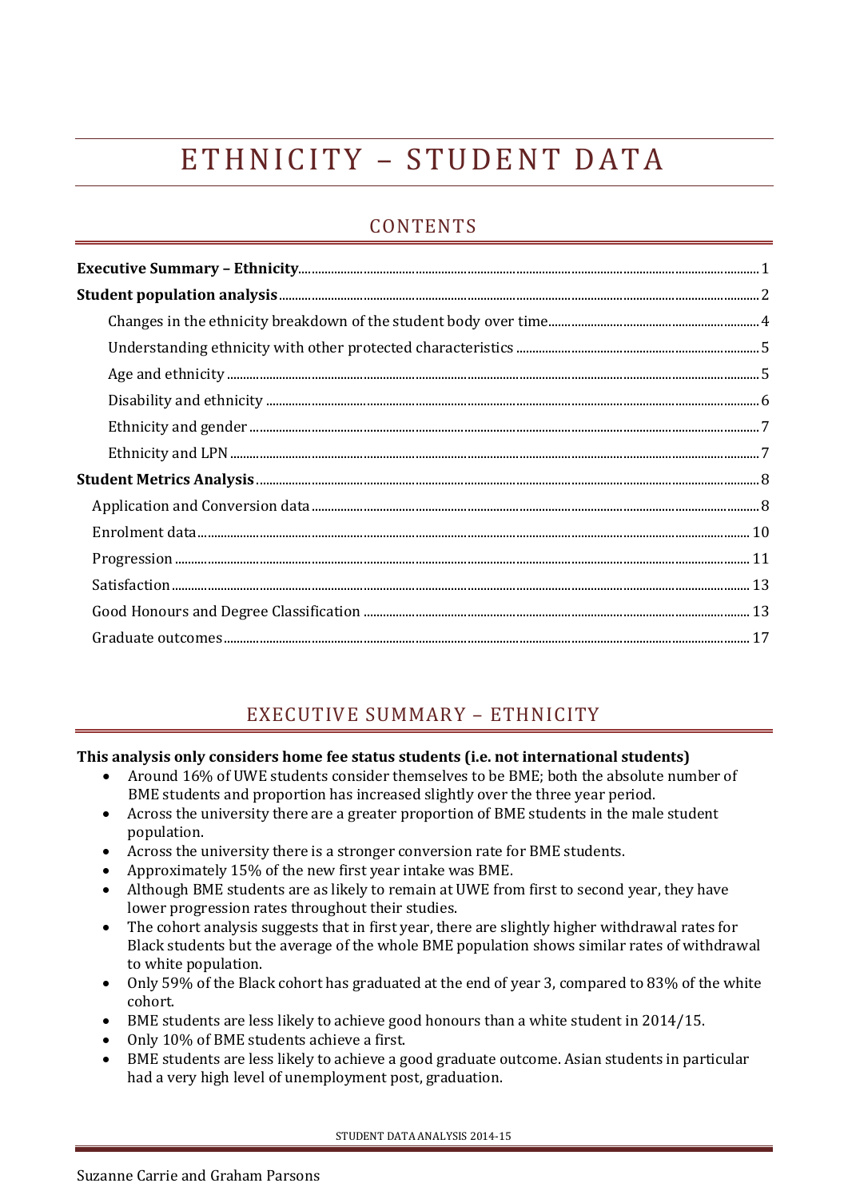# ETHNICITY – STUDENT DATA

## CONTENTS

**Executive Summary – Ethnicity** ..... 1

**Student population analysis** ..... 2

- Changes in the ethnicity breakdown of the student body over time ..... 4
- Understanding ethnicity with other protected characteristics ..... 5
- Age and ethnicity ..... 5
- Disability and ethnicity ..... 6
- Ethnicity and gender ..... 7
- Ethnicity and LPN ..... 7

**Student Metrics Analysis** ..... 8

- Application and Conversion data ..... 8
- Enrolment data ..... 10
- Progression ..... 11
- Satisfaction ..... 13
- Good Honours and Degree Classification ..... 13
- Graduate outcomes ..... 17

## EXECUTIVE SUMMARY – ETHNICITY

**This analysis only considers home fee status students (i.e. not international students)**

- Around 16% of UWE students consider themselves to be BME; both the absolute number of BME students and proportion has increased slightly over the three year period.
- Across the university there are a greater proportion of BME students in the male student population.
- Across the university there is a stronger conversion rate for BME students.
- Approximately 15% of the new first year intake was BME.
- Although BME students are as likely to remain at UWE from first to second year, they have lower progression rates throughout their studies.
- The cohort analysis suggests that in first year, there are slightly higher withdrawal rates for Black students but the average of the whole BME population shows similar rates of withdrawal to white population.
- Only 59% of the Black cohort has graduated at the end of year 3, compared to 83% of the white cohort.
- BME students are less likely to achieve good honours than a white student in 2014/15.
- Only 10% of BME students achieve a first.
- BME students are less likely to achieve a good graduate outcome. Asian students in particular had a very high level of unemployment post, graduation.

Suzanne Carrie and Graham Parsons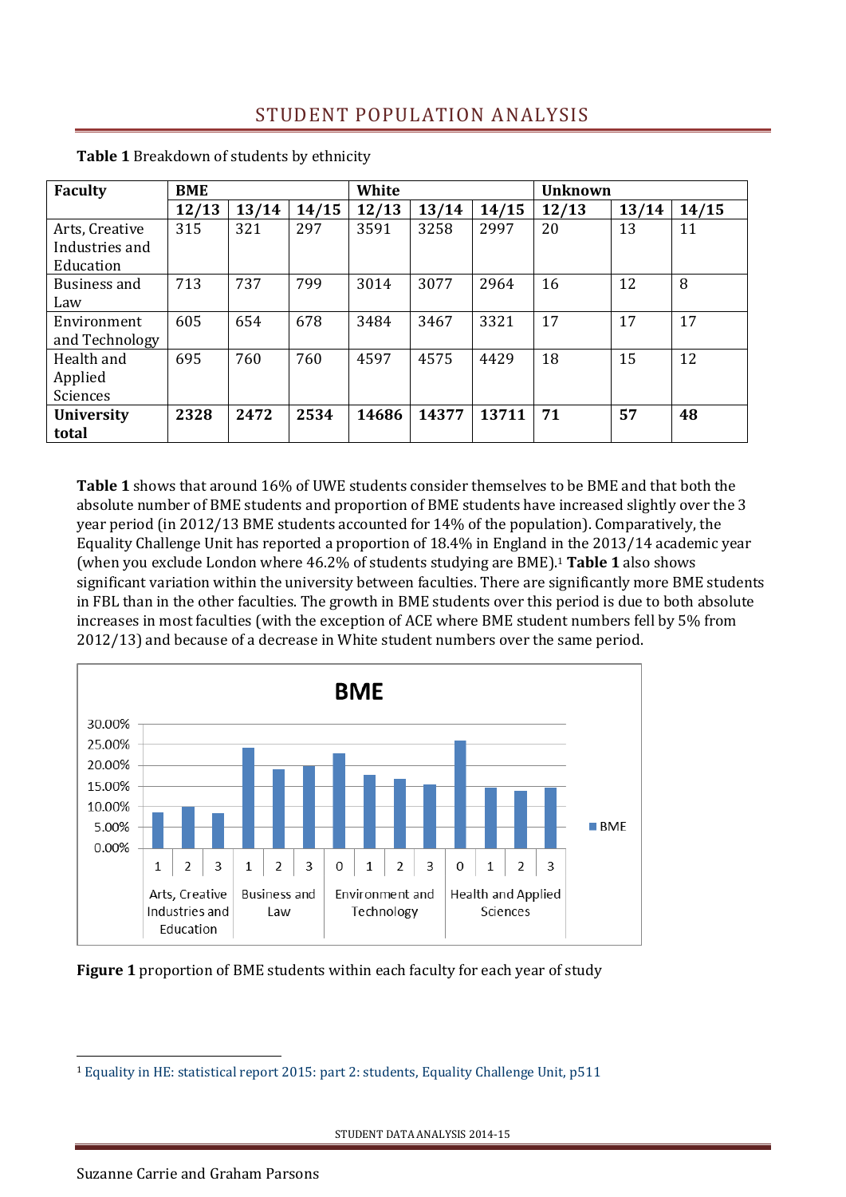## STUDENT POPULATION ANALYSIS

**Table 1** Breakdown of students by ethnicity

| Faculty | BME | | | White | | | Unknown | | |
|---|---|---|---|---|---|---|---|---|---|
| | 12/13 | 13/14 | 14/15 | 12/13 | 13/14 | 14/15 | 12/13 | 13/14 | 14/15 |
| Arts, Creative Industries and Education | 315 | 321 | 297 | 3591 | 3258 | 2997 | 20 | 13 | 11 |
| Business and Law | 713 | 737 | 799 | 3014 | 3077 | 2964 | 16 | 12 | 8 |
| Environment and Technology | 605 | 654 | 678 | 3484 | 3467 | 3321 | 17 | 17 | 17 |
| Health and Applied Sciences | 695 | 760 | 760 | 4597 | 4575 | 4429 | 18 | 15 | 12 |
| **University total** | **2328** | **2472** | **2534** | **14686** | **14377** | **13711** | **71** | **57** | **48** |

**Table 1** shows that around 16% of UWE students consider themselves to be BME and that both the absolute number of BME students and proportion of BME students have increased slightly over the 3 year period (in 2012/13 BME students accounted for 14% of the population). Comparatively, the Equality Challenge Unit has reported a proportion of 18.4% in England in the 2013/14 academic year (when you exclude London where 46.2% of students studying are BME).[1] **Table 1** also shows significant variation within the university between faculties. There are significantly more BME students in FBL than in the other faculties. The growth in BME students over this period is due to both absolute increases in most faculties (with the exception of ACE where BME student numbers fell by 5% from 2012/13) and because of a decrease in White student numbers over the same period.

**Figure 1** proportion of BME students within each faculty for each year of study

[1] Equality in HE: statistical report 2015: part 2: students, Equality Challenge Unit, p511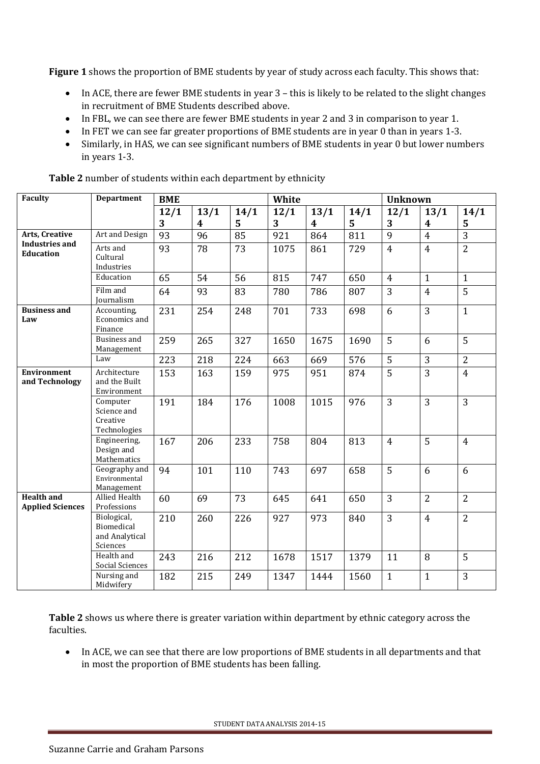**Figure 1** shows the proportion of BME students by year of study across each faculty. This shows that:

- In ACE, there are fewer BME students in year 3 – this is likely to be related to the slight changes in recruitment of BME Students described above.
- In FBL, we can see there are fewer BME students in year 2 and 3 in comparison to year 1.
- In FET we can see far greater proportions of BME students are in year 0 than in years 1-3.
- Similarly, in HAS, we can see significant numbers of BME students in year 0 but lower numbers in years 1-3.

**Table 2** number of students within each department by ethnicity

| Faculty | Department | BME | | | White | | | Unknown | | |
|---|---|---|---|---|---|---|---|---|---|---|
| | | 12/13 | 13/14 | 14/15 | 12/13 | 13/14 | 14/15 | 12/13 | 13/14 | 14/15 |
| **Arts, Creative Industries and Education** | Art and Design | 93 | 96 | 85 | 921 | 864 | 811 | 9 | 4 | 3 |
| | Arts and Cultural Industries | 93 | 78 | 73 | 1075 | 861 | 729 | 4 | 4 | 2 |
| | Education | 65 | 54 | 56 | 815 | 747 | 650 | 4 | 1 | 1 |
| | Film and Journalism | 64 | 93 | 83 | 780 | 786 | 807 | 3 | 4 | 5 |
| **Business and Law** | Accounting, Economics and Finance | 231 | 254 | 248 | 701 | 733 | 698 | 6 | 3 | 1 |
| | Business and Management | 259 | 265 | 327 | 1650 | 1675 | 1690 | 5 | 6 | 5 |
| | Law | 223 | 218 | 224 | 663 | 669 | 576 | 5 | 3 | 2 |
| **Environment and Technology** | Architecture and the Built Environment | 153 | 163 | 159 | 975 | 951 | 874 | 5 | 3 | 4 |
| | Computer Science and Creative Technologies | 191 | 184 | 176 | 1008 | 1015 | 976 | 3 | 3 | 3 |
| | Engineering, Design and Mathematics | 167 | 206 | 233 | 758 | 804 | 813 | 4 | 5 | 4 |
| | Geography and Environmental Management | 94 | 101 | 110 | 743 | 697 | 658 | 5 | 6 | 6 |
| **Health and Applied Sciences** | Allied Health Professions | 60 | 69 | 73 | 645 | 641 | 650 | 3 | 2 | 2 |
| | Biological, Biomedical and Analytical Sciences | 210 | 260 | 226 | 927 | 973 | 840 | 3 | 4 | 2 |
| | Health and Social Sciences | 243 | 216 | 212 | 1678 | 1517 | 1379 | 11 | 8 | 5 |
| | Nursing and Midwifery | 182 | 215 | 249 | 1347 | 1444 | 1560 | 1 | 1 | 3 |

**Table 2** shows us where there is greater variation within department by ethnic category across the faculties.

- In ACE, we can see that there are low proportions of BME students in all departments and that in most the proportion of BME students has been falling.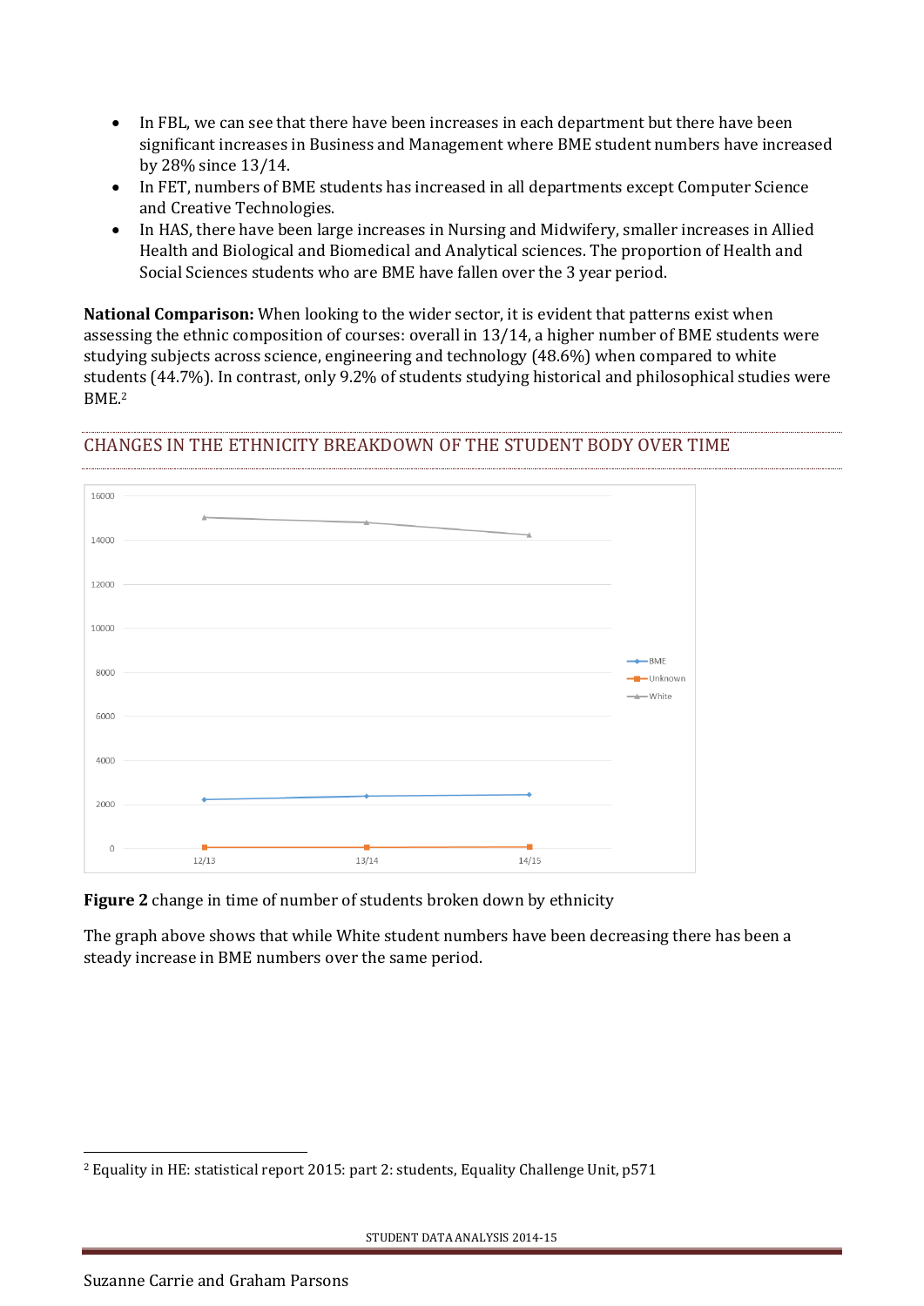- In FBL, we can see that there have been increases in each department but there have been significant increases in Business and Management where BME student numbers have increased by 28% since 13/14.
- In FET, numbers of BME students has increased in all departments except Computer Science and Creative Technologies.
- In HAS, there have been large increases in Nursing and Midwifery, smaller increases in Allied Health and Biological and Biomedical and Analytical sciences. The proportion of Health and Social Sciences students who are BME have fallen over the 3 year period.

**National Comparison:** When looking to the wider sector, it is evident that patterns exist when assessing the ethnic composition of courses: overall in 13/14, a higher number of BME students were studying subjects across science, engineering and technology (48.6%) when compared to white students (44.7%). In contrast, only 9.2% of students studying historical and philosophical studies were BME.[2]

## CHANGES IN THE ETHNICITY BREAKDOWN OF THE STUDENT BODY OVER TIME

**Figure 2** change in time of number of students broken down by ethnicity

The graph above shows that while White student numbers have been decreasing there has been a steady increase in BME numbers over the same period.

[2] Equality in HE: statistical report 2015: part 2: students, Equality Challenge Unit, p571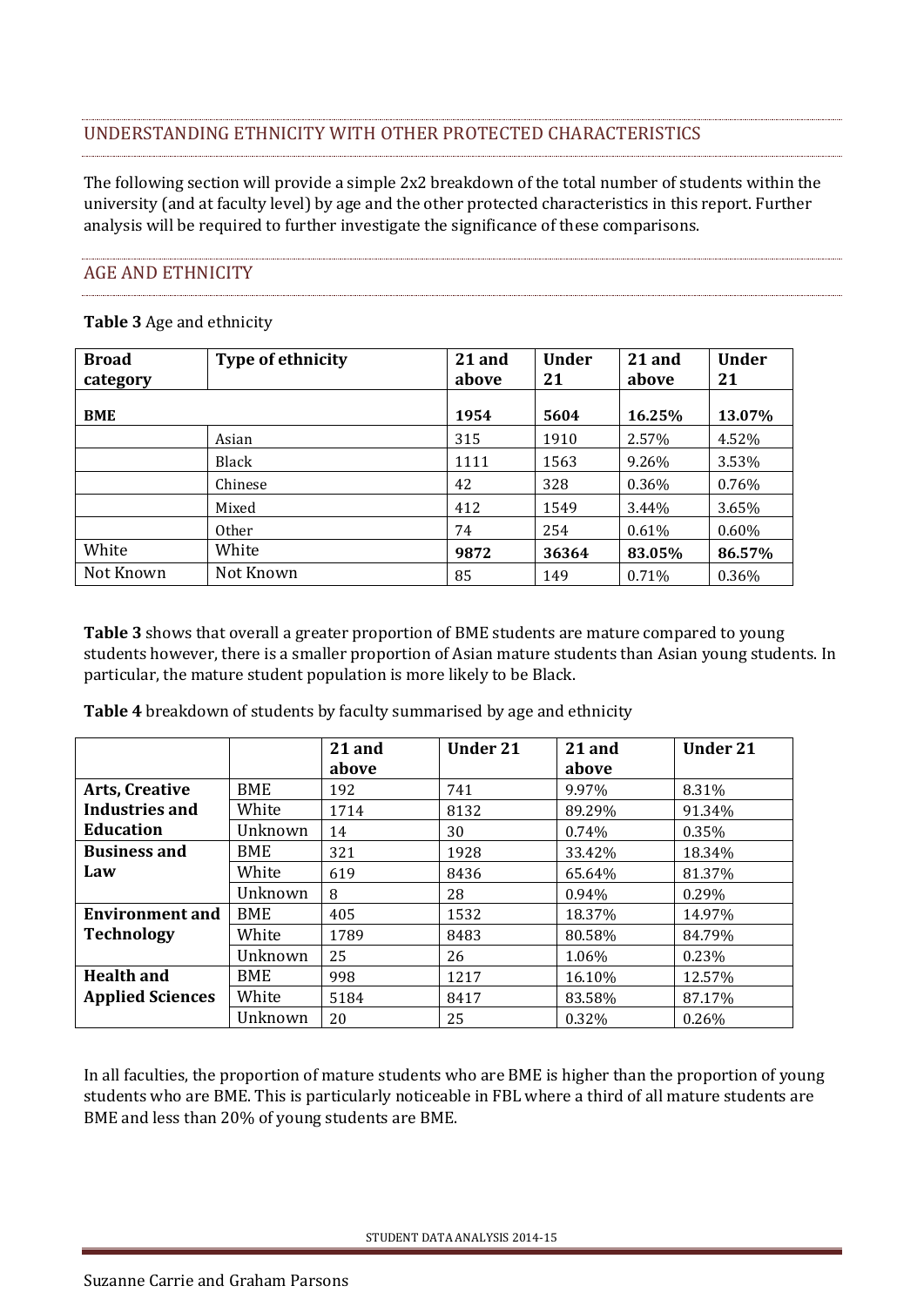## UNDERSTANDING ETHNICITY WITH OTHER PROTECTED CHARACTERISTICS

The following section will provide a simple 2x2 breakdown of the total number of students within the university (and at faculty level) by age and the other protected characteristics in this report. Further analysis will be required to further investigate the significance of these comparisons.

### AGE AND ETHNICITY

**Table 3** Age and ethnicity

| Broad category | Type of ethnicity | 21 and above | Under 21 | 21 and above | Under 21 |
|---|---|---|---|---|---|
| **BME** | | **1954** | **5604** | **16.25%** | **13.07%** |
| | Asian | 315 | 1910 | 2.57% | 4.52% |
| | Black | 1111 | 1563 | 9.26% | 3.53% |
| | Chinese | 42 | 328 | 0.36% | 0.76% |
| | Mixed | 412 | 1549 | 3.44% | 3.65% |
| | Other | 74 | 254 | 0.61% | 0.60% |
| White | White | **9872** | **36364** | **83.05%** | **86.57%** |
| Not Known | Not Known | 85 | 149 | 0.71% | 0.36% |

**Table 3** shows that overall a greater proportion of BME students are mature compared to young students however, there is a smaller proportion of Asian mature students than Asian young students. In particular, the mature student population is more likely to be Black.

**Table 4** breakdown of students by faculty summarised by age and ethnicity

| | | 21 and above | Under 21 | 21 and above | Under 21 |
|---|---|---|---|---|---|
| **Arts, Creative Industries and Education** | BME | 192 | 741 | 9.97% | 8.31% |
| | White | 1714 | 8132 | 89.29% | 91.34% |
| | Unknown | 14 | 30 | 0.74% | 0.35% |
| **Business and Law** | BME | 321 | 1928 | 33.42% | 18.34% |
| | White | 619 | 8436 | 65.64% | 81.37% |
| | Unknown | 8 | 28 | 0.94% | 0.29% |
| **Environment and Technology** | BME | 405 | 1532 | 18.37% | 14.97% |
| | White | 1789 | 8483 | 80.58% | 84.79% |
| | Unknown | 25 | 26 | 1.06% | 0.23% |
| **Health and Applied Sciences** | BME | 998 | 1217 | 16.10% | 12.57% |
| | White | 5184 | 8417 | 83.58% | 87.17% |
| | Unknown | 20 | 25 | 0.32% | 0.26% |

In all faculties, the proportion of mature students who are BME is higher than the proportion of young students who are BME. This is particularly noticeable in FBL where a third of all mature students are BME and less than 20% of young students are BME.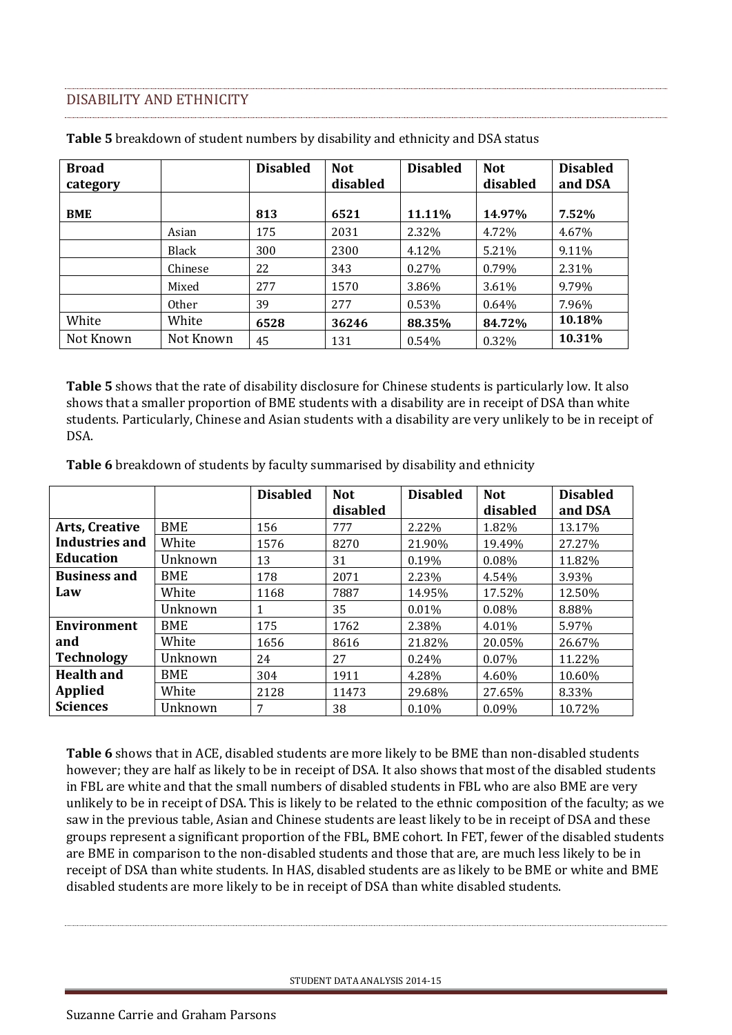## DISABILITY AND ETHNICITY

**Table 5** breakdown of student numbers by disability and ethnicity and DSA status

| Broad category | | Disabled | Not disabled | Disabled | Not disabled | Disabled and DSA |
|---|---|---|---|---|---|---|
| **BME** | | **813** | **6521** | **11.11%** | **14.97%** | **7.52%** |
| | Asian | 175 | 2031 | 2.32% | 4.72% | 4.67% |
| | Black | 300 | 2300 | 4.12% | 5.21% | 9.11% |
| | Chinese | 22 | 343 | 0.27% | 0.79% | 2.31% |
| | Mixed | 277 | 1570 | 3.86% | 3.61% | 9.79% |
| | Other | 39 | 277 | 0.53% | 0.64% | 7.96% |
| White | White | **6528** | **36246** | **88.35%** | **84.72%** | **10.18%** |
| Not Known | Not Known | 45 | 131 | 0.54% | 0.32% | **10.31%** |

**Table 5** shows that the rate of disability disclosure for Chinese students is particularly low. It also shows that a smaller proportion of BME students with a disability are in receipt of DSA than white students. Particularly, Chinese and Asian students with a disability are very unlikely to be in receipt of DSA.

**Table 6** breakdown of students by faculty summarised by disability and ethnicity

| | | Disabled | Not disabled | Disabled | Not disabled | Disabled and DSA |
|---|---|---|---|---|---|---|
| **Arts, Creative Industries and Education** | BME | 156 | 777 | 2.22% | 1.82% | 13.17% |
| | White | 1576 | 8270 | 21.90% | 19.49% | 27.27% |
| | Unknown | 13 | 31 | 0.19% | 0.08% | 11.82% |
| **Business and Law** | BME | 178 | 2071 | 2.23% | 4.54% | 3.93% |
| | White | 1168 | 7887 | 14.95% | 17.52% | 12.50% |
| | Unknown | 1 | 35 | 0.01% | 0.08% | 8.88% |
| **Environment and Technology** | BME | 175 | 1762 | 2.38% | 4.01% | 5.97% |
| | White | 1656 | 8616 | 21.82% | 20.05% | 26.67% |
| | Unknown | 24 | 27 | 0.24% | 0.07% | 11.22% |
| **Health and Applied Sciences** | BME | 304 | 1911 | 4.28% | 4.60% | 10.60% |
| | White | 2128 | 11473 | 29.68% | 27.65% | 8.33% |
| | Unknown | 7 | 38 | 0.10% | 0.09% | 10.72% |

**Table 6** shows that in ACE, disabled students are more likely to be BME than non-disabled students however; they are half as likely to be in receipt of DSA. It also shows that most of the disabled students in FBL are white and that the small numbers of disabled students in FBL who are also BME are very unlikely to be in receipt of DSA. This is likely to be related to the ethnic composition of the faculty; as we saw in the previous table, Asian and Chinese students are least likely to be in receipt of DSA and these groups represent a significant proportion of the FBL, BME cohort. In FET, fewer of the disabled students are BME in comparison to the non-disabled students and those that are, are much less likely to be in receipt of DSA than white students. In HAS, disabled students are as likely to be BME or white and BME disabled students are more likely to be in receipt of DSA than white disabled students.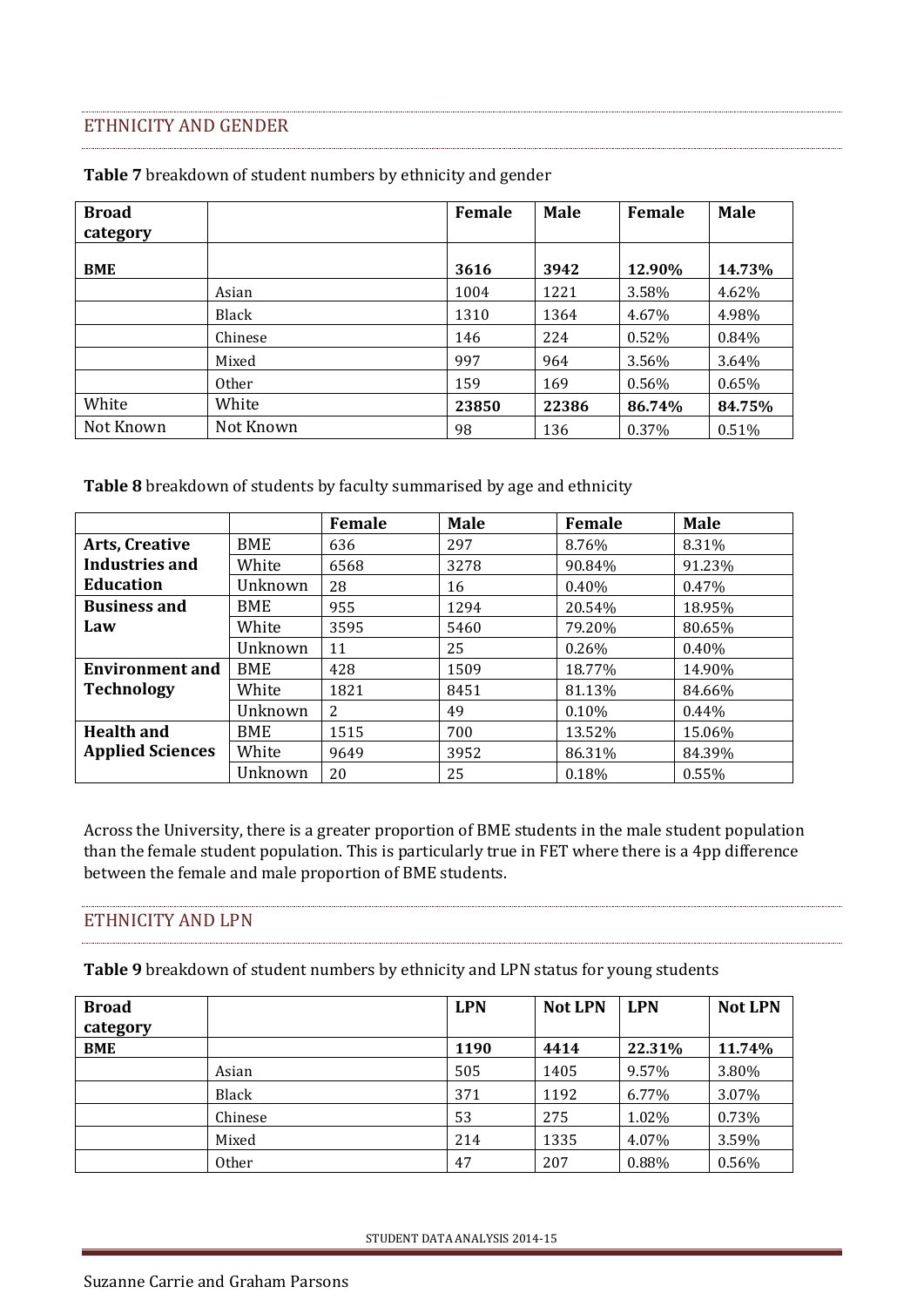## ETHNICITY AND GENDER

**Table 7** breakdown of student numbers by ethnicity and gender

| Broad category | | Female | Male | Female | Male |
|---|---|---|---|---|---|
| **BME** | | **3616** | **3942** | **12.90%** | **14.73%** |
| | Asian | 1004 | 1221 | 3.58% | 4.62% |
| | Black | 1310 | 1364 | 4.67% | 4.98% |
| | Chinese | 146 | 224 | 0.52% | 0.84% |
| | Mixed | 997 | 964 | 3.56% | 3.64% |
| | Other | 159 | 169 | 0.56% | 0.65% |
| White | White | **23850** | **22386** | **86.74%** | **84.75%** |
| Not Known | Not Known | 98 | 136 | 0.37% | 0.51% |

**Table 8** breakdown of students by faculty summarised by age and ethnicity

| | | Female | Male | Female | Male |
|---|---|---|---|---|---|
| **Arts, Creative Industries and Education** | BME | 636 | 297 | 8.76% | 8.31% |
| | White | 6568 | 3278 | 90.84% | 91.23% |
| | Unknown | 28 | 16 | 0.40% | 0.47% |
| **Business and Law** | BME | 955 | 1294 | 20.54% | 18.95% |
| | White | 3595 | 5460 | 79.20% | 80.65% |
| | Unknown | 11 | 25 | 0.26% | 0.40% |
| **Environment and Technology** | BME | 428 | 1509 | 18.77% | 14.90% |
| | White | 1821 | 8451 | 81.13% | 84.66% |
| | Unknown | 2 | 49 | 0.10% | 0.44% |
| **Health and Applied Sciences** | BME | 1515 | 700 | 13.52% | 15.06% |
| | White | 9649 | 3952 | 86.31% | 84.39% |
| | Unknown | 20 | 25 | 0.18% | 0.55% |

Across the University, there is a greater proportion of BME students in the male student population than the female student population. This is particularly true in FET where there is a 4pp difference between the female and male proportion of BME students.

## ETHNICITY AND LPN

**Table 9** breakdown of student numbers by ethnicity and LPN status for young students

| Broad category | | LPN | Not LPN | LPN | Not LPN |
|---|---|---|---|---|---|
| **BME** | | **1190** | **4414** | **22.31%** | **11.74%** |
| | Asian | 505 | 1405 | 9.57% | 3.80% |
| | Black | 371 | 1192 | 6.77% | 3.07% |
| | Chinese | 53 | 275 | 1.02% | 0.73% |
| | Mixed | 214 | 1335 | 4.07% | 3.59% |
| | Other | 47 | 207 | 0.88% | 0.56% |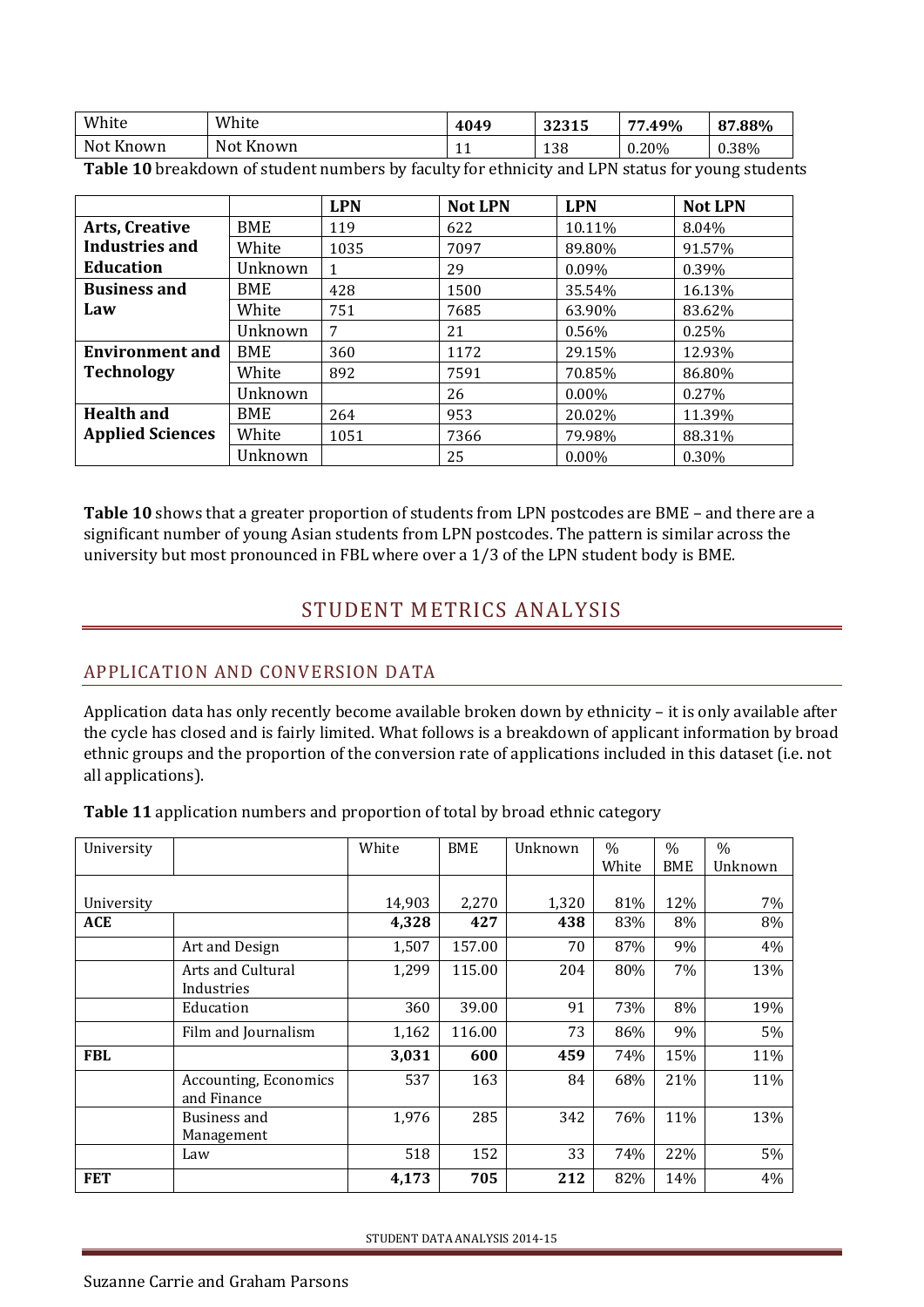| White | White | 4049 | 32315 | 77.49% | 87.88% |
|---|---|---|---|---|---|
| Not Known | Not Known | 11 | 138 | 0.20% | 0.38% |

**Table 10** breakdown of student numbers by faculty for ethnicity and LPN status for young students

| | | LPN | Not LPN | LPN | Not LPN |
|---|---|---|---|---|---|
| **Arts, Creative Industries and Education** | BME | 119 | 622 | 10.11% | 8.04% |
| | White | 1035 | 7097 | 89.80% | 91.57% |
| | Unknown | 1 | 29 | 0.09% | 0.39% |
| **Business and Law** | BME | 428 | 1500 | 35.54% | 16.13% |
| | White | 751 | 7685 | 63.90% | 83.62% |
| | Unknown | 7 | 21 | 0.56% | 0.25% |
| **Environment and Technology** | BME | 360 | 1172 | 29.15% | 12.93% |
| | White | 892 | 7591 | 70.85% | 86.80% |
| | Unknown | | 26 | 0.00% | 0.27% |
| **Health and Applied Sciences** | BME | 264 | 953 | 20.02% | 11.39% |
| | White | 1051 | 7366 | 79.98% | 88.31% |
| | Unknown | | 25 | 0.00% | 0.30% |

**Table 10** shows that a greater proportion of students from LPN postcodes are BME – and there are a significant number of young Asian students from LPN postcodes. The pattern is similar across the university but most pronounced in FBL where over a 1/3 of the LPN student body is BME.

# STUDENT METRICS ANALYSIS

## APPLICATION AND CONVERSION DATA

Application data has only recently become available broken down by ethnicity – it is only available after the cycle has closed and is fairly limited. What follows is a breakdown of applicant information by broad ethnic groups and the proportion of the conversion rate of applications included in this dataset (i.e. not all applications).

**Table 11** application numbers and proportion of total by broad ethnic category

| University | | White | BME | Unknown | % White | % BME | % Unknown |
|---|---|---|---|---|---|---|---|
| University | | 14,903 | 2,270 | 1,320 | 81% | 12% | 7% |
| **ACE** | | **4,328** | **427** | **438** | 83% | 8% | 8% |
| | Art and Design | 1,507 | 157.00 | 70 | 87% | 9% | 4% |
| | Arts and Cultural Industries | 1,299 | 115.00 | 204 | 80% | 7% | 13% |
| | Education | 360 | 39.00 | 91 | 73% | 8% | 19% |
| | Film and Journalism | 1,162 | 116.00 | 73 | 86% | 9% | 5% |
| **FBL** | | **3,031** | **600** | **459** | 74% | 15% | 11% |
| | Accounting, Economics and Finance | 537 | 163 | 84 | 68% | 21% | 11% |
| | Business and Management | 1,976 | 285 | 342 | 76% | 11% | 13% |
| | Law | 518 | 152 | 33 | 74% | 22% | 5% |
| **FET** | | **4,173** | **705** | **212** | 82% | 14% | 4% |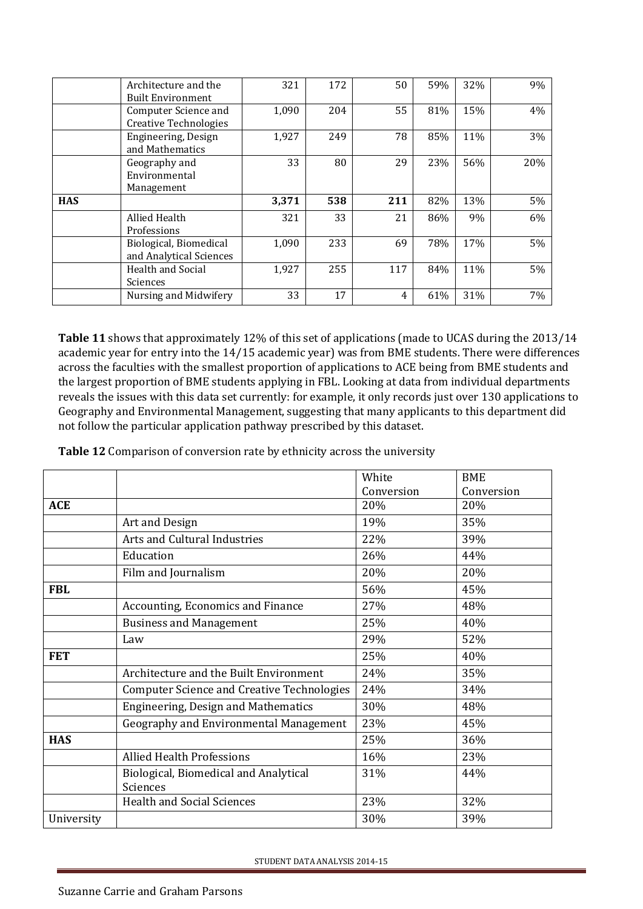| | | | | | | | |
|---|---|---|---|---|---|---|---|
| | Architecture and the Built Environment | 321 | 172 | 50 | 59% | 32% | 9% |
| | Computer Science and Creative Technologies | 1,090 | 204 | 55 | 81% | 15% | 4% |
| | Engineering, Design and Mathematics | 1,927 | 249 | 78 | 85% | 11% | 3% |
| | Geography and Environmental Management | 33 | 80 | 29 | 23% | 56% | 20% |
| **HAS** | | **3,371** | **538** | **211** | 82% | 13% | 5% |
| | Allied Health Professions | 321 | 33 | 21 | 86% | 9% | 6% |
| | Biological, Biomedical and Analytical Sciences | 1,090 | 233 | 69 | 78% | 17% | 5% |
| | Health and Social Sciences | 1,927 | 255 | 117 | 84% | 11% | 5% |
| | Nursing and Midwifery | 33 | 17 | 4 | 61% | 31% | 7% |

**Table 11** shows that approximately 12% of this set of applications (made to UCAS during the 2013/14 academic year for entry into the 14/15 academic year) was from BME students. There were differences across the faculties with the smallest proportion of applications to ACE being from BME students and the largest proportion of BME students applying in FBL. Looking at data from individual departments reveals the issues with this data set currently: for example, it only records just over 130 applications to Geography and Environmental Management, suggesting that many applicants to this department did not follow the particular application pathway prescribed by this dataset.

**Table 12** Comparison of conversion rate by ethnicity across the university

| | | White Conversion | BME Conversion |
|---|---|---|---|
| **ACE** | | 20% | 20% |
| | Art and Design | 19% | 35% |
| | Arts and Cultural Industries | 22% | 39% |
| | Education | 26% | 44% |
| | Film and Journalism | 20% | 20% |
| **FBL** | | 56% | 45% |
| | Accounting, Economics and Finance | 27% | 48% |
| | Business and Management | 25% | 40% |
| | Law | 29% | 52% |
| **FET** | | 25% | 40% |
| | Architecture and the Built Environment | 24% | 35% |
| | Computer Science and Creative Technologies | 24% | 34% |
| | Engineering, Design and Mathematics | 30% | 48% |
| | Geography and Environmental Management | 23% | 45% |
| **HAS** | | 25% | 36% |
| | Allied Health Professions | 16% | 23% |
| | Biological, Biomedical and Analytical Sciences | 31% | 44% |
| | Health and Social Sciences | 23% | 32% |
| University | | 30% | 39% |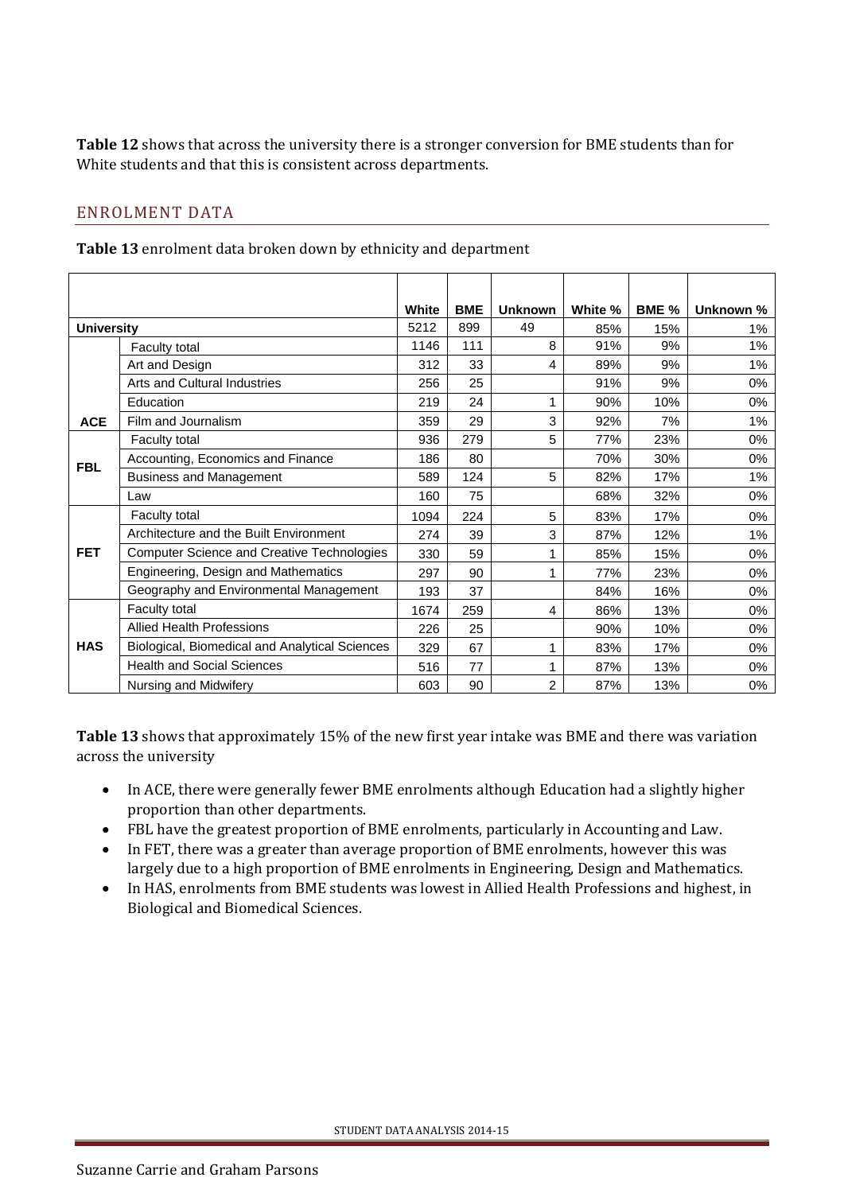**Table 12** shows that across the university there is a stronger conversion for BME students than for White students and that this is consistent across departments.

## ENROLMENT DATA

**Table 13** enrolment data broken down by ethnicity and department

| | | White | BME | Unknown | White % | BME % | Unknown % |
|---|---|---|---|---|---|---|---|
| **University** | | 5212 | 899 | 49 | 85% | 15% | 1% |
| **ACE** | Faculty total | 1146 | 111 | 8 | 91% | 9% | 1% |
| | Art and Design | 312 | 33 | 4 | 89% | 9% | 1% |
| | Arts and Cultural Industries | 256 | 25 | | 91% | 9% | 0% |
| | Education | 219 | 24 | 1 | 90% | 10% | 0% |
| | Film and Journalism | 359 | 29 | 3 | 92% | 7% | 1% |
| **FBL** | Faculty total | 936 | 279 | 5 | 77% | 23% | 0% |
| | Accounting, Economics and Finance | 186 | 80 | | 70% | 30% | 0% |
| | Business and Management | 589 | 124 | 5 | 82% | 17% | 1% |
| | Law | 160 | 75 | | 68% | 32% | 0% |
| **FET** | Faculty total | 1094 | 224 | 5 | 83% | 17% | 0% |
| | Architecture and the Built Environment | 274 | 39 | 3 | 87% | 12% | 1% |
| | Computer Science and Creative Technologies | 330 | 59 | 1 | 85% | 15% | 0% |
| | Engineering, Design and Mathematics | 297 | 90 | 1 | 77% | 23% | 0% |
| | Geography and Environmental Management | 193 | 37 | | 84% | 16% | 0% |
| **HAS** | Faculty total | 1674 | 259 | 4 | 86% | 13% | 0% |
| | Allied Health Professions | 226 | 25 | | 90% | 10% | 0% |
| | Biological, Biomedical and Analytical Sciences | 329 | 67 | 1 | 83% | 17% | 0% |
| | Health and Social Sciences | 516 | 77 | 1 | 87% | 13% | 0% |
| | Nursing and Midwifery | 603 | 90 | 2 | 87% | 13% | 0% |

**Table 13** shows that approximately 15% of the new first year intake was BME and there was variation across the university

- In ACE, there were generally fewer BME enrolments although Education had a slightly higher proportion than other departments.
- FBL have the greatest proportion of BME enrolments, particularly in Accounting and Law.
- In FET, there was a greater than average proportion of BME enrolments, however this was largely due to a high proportion of BME enrolments in Engineering, Design and Mathematics.
- In HAS, enrolments from BME students was lowest in Allied Health Professions and highest, in Biological and Biomedical Sciences.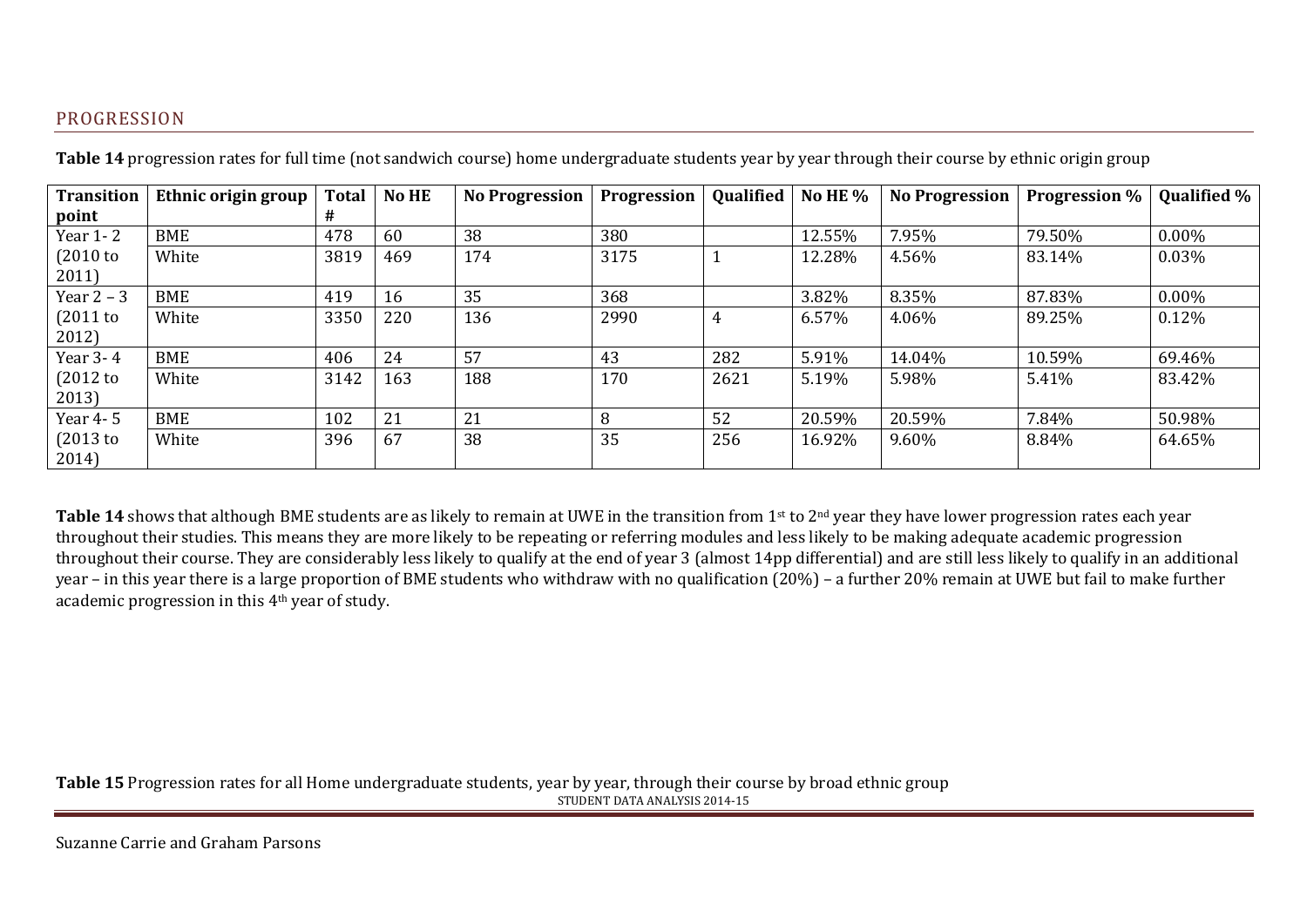## PROGRESSION

**Table 14** progression rates for full time (not sandwich course) home undergraduate students year by year through their course by ethnic origin group

| Transition point | Ethnic origin group | Total # | No HE | No Progression | Progression | Qualified | No HE % | No Progression | Progression % | Qualified % |
|---|---|---|---|---|---|---|---|---|---|---|
| Year 1- 2 (2010 to 2011) | BME | 478 | 60 | 38 | 380 | | 12.55% | 7.95% | 79.50% | 0.00% |
| | White | 3819 | 469 | 174 | 3175 | 1 | 12.28% | 4.56% | 83.14% | 0.03% |
| Year 2 – 3 (2011 to 2012) | BME | 419 | 16 | 35 | 368 | | 3.82% | 8.35% | 87.83% | 0.00% |
| | White | 3350 | 220 | 136 | 2990 | 4 | 6.57% | 4.06% | 89.25% | 0.12% |
| Year 3- 4 (2012 to 2013) | BME | 406 | 24 | 57 | 43 | 282 | 5.91% | 14.04% | 10.59% | 69.46% |
| | White | 3142 | 163 | 188 | 170 | 2621 | 5.19% | 5.98% | 5.41% | 83.42% |
| Year 4- 5 (2013 to 2014) | BME | 102 | 21 | 21 | 8 | 52 | 20.59% | 20.59% | 7.84% | 50.98% |
| | White | 396 | 67 | 38 | 35 | 256 | 16.92% | 9.60% | 8.84% | 64.65% |

**Table 14** shows that although BME students are as likely to remain at UWE in the transition from 1st to 2nd year they have lower progression rates each year throughout their studies. This means they are more likely to be repeating or referring modules and less likely to be making adequate academic progression throughout their course. They are considerably less likely to qualify at the end of year 3 (almost 14pp differential) and are still less likely to qualify in an additional year – in this year there is a large proportion of BME students who withdraw with no qualification (20%) – a further 20% remain at UWE but fail to make further academic progression in this 4th year of study.

**Table 15** Progression rates for all Home undergraduate students, year by year, through their course by broad ethnic group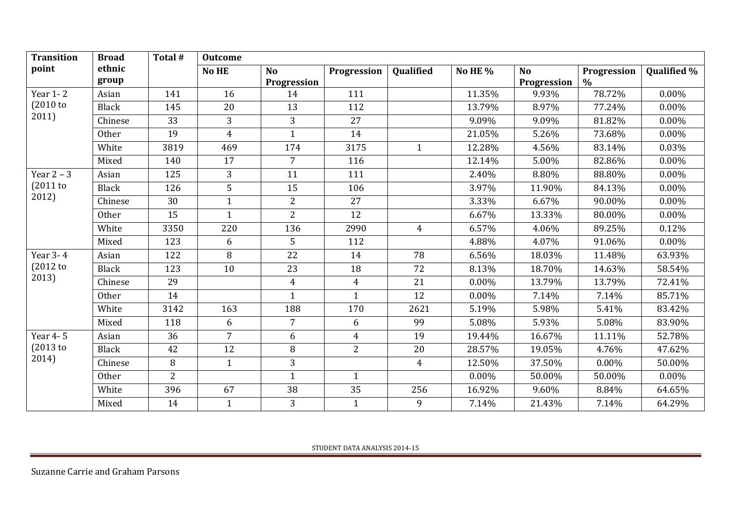| Transition point | Broad ethnic group | Total # | Outcome | | | | | | | |
|---|---|---|---|---|---|---|---|---|---|---|
| | | | No HE | No Progression | Progression | Qualified | No HE % | No Progression | Progression % | Qualified % |
| Year 1- 2 (2010 to 2011) | Asian | 141 | 16 | 14 | 111 | | 11.35% | 9.93% | 78.72% | 0.00% |
| | Black | 145 | 20 | 13 | 112 | | 13.79% | 8.97% | 77.24% | 0.00% |
| | Chinese | 33 | 3 | 3 | 27 | | 9.09% | 9.09% | 81.82% | 0.00% |
| | Other | 19 | 4 | 1 | 14 | | 21.05% | 5.26% | 73.68% | 0.00% |
| | White | 3819 | 469 | 174 | 3175 | 1 | 12.28% | 4.56% | 83.14% | 0.03% |
| | Mixed | 140 | 17 | 7 | 116 | | 12.14% | 5.00% | 82.86% | 0.00% |
| Year 2 – 3 (2011 to 2012) | Asian | 125 | 3 | 11 | 111 | | 2.40% | 8.80% | 88.80% | 0.00% |
| | Black | 126 | 5 | 15 | 106 | | 3.97% | 11.90% | 84.13% | 0.00% |
| | Chinese | 30 | 1 | 2 | 27 | | 3.33% | 6.67% | 90.00% | 0.00% |
| | Other | 15 | 1 | 2 | 12 | | 6.67% | 13.33% | 80.00% | 0.00% |
| | White | 3350 | 220 | 136 | 2990 | 4 | 6.57% | 4.06% | 89.25% | 0.12% |
| | Mixed | 123 | 6 | 5 | 112 | | 4.88% | 4.07% | 91.06% | 0.00% |
| Year 3- 4 (2012 to 2013) | Asian | 122 | 8 | 22 | 14 | 78 | 6.56% | 18.03% | 11.48% | 63.93% |
| | Black | 123 | 10 | 23 | 18 | 72 | 8.13% | 18.70% | 14.63% | 58.54% |
| | Chinese | 29 | | 4 | 4 | 21 | 0.00% | 13.79% | 13.79% | 72.41% |
| | Other | 14 | | 1 | 1 | 12 | 0.00% | 7.14% | 7.14% | 85.71% |
| | White | 3142 | 163 | 188 | 170 | 2621 | 5.19% | 5.98% | 5.41% | 83.42% |
| | Mixed | 118 | 6 | 7 | 6 | 99 | 5.08% | 5.93% | 5.08% | 83.90% |
| Year 4- 5 (2013 to 2014) | Asian | 36 | 7 | 6 | 4 | 19 | 19.44% | 16.67% | 11.11% | 52.78% |
| | Black | 42 | 12 | 8 | 2 | 20 | 28.57% | 19.05% | 4.76% | 47.62% |
| | Chinese | 8 | 1 | 3 | | 4 | 12.50% | 37.50% | 0.00% | 50.00% |
| | Other | 2 | | 1 | 1 | | 0.00% | 50.00% | 50.00% | 0.00% |
| | White | 396 | 67 | 38 | 35 | 256 | 16.92% | 9.60% | 8.84% | 64.65% |
| | Mixed | 14 | 1 | 3 | 1 | 9 | 7.14% | 21.43% | 7.14% | 64.29% |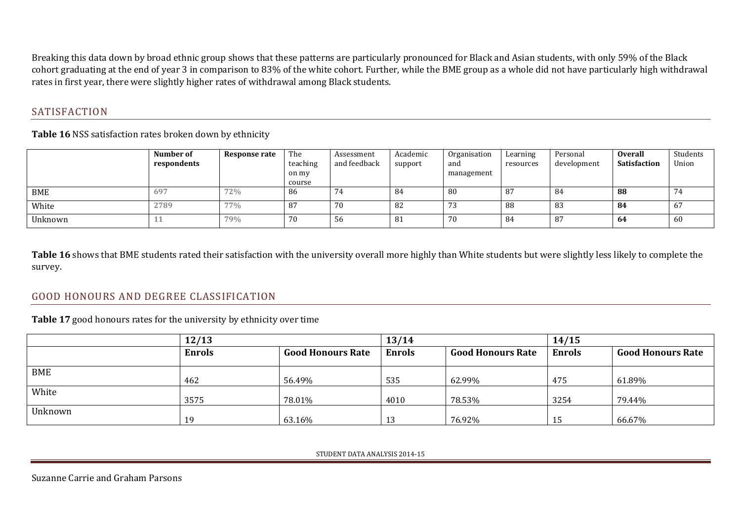Breaking this data down by broad ethnic group shows that these patterns are particularly pronounced for Black and Asian students, with only 59% of the Black cohort graduating at the end of year 3 in comparison to 83% of the white cohort. Further, while the BME group as a whole did not have particularly high withdrawal rates in first year, there were slightly higher rates of withdrawal among Black students.

## SATISFACTION

**Table 16** NSS satisfaction rates broken down by ethnicity

| | **Number of respondents** | **Response rate** | The teaching on my course | Assessment and feedback | Academic support | Organisation and management | Learning resources | Personal development | **Overall Satisfaction** | Students Union |
|---|---|---|---|---|---|---|---|---|---|---|
| BME | 697 | 72% | 86 | 74 | 84 | 80 | 87 | 84 | **88** | 74 |
| White | 2789 | 77% | 87 | 70 | 82 | 73 | 88 | 83 | **84** | 67 |
| Unknown | 11 | 79% | 70 | 56 | 81 | 70 | 84 | 87 | **64** | 60 |

**Table 16** shows that BME students rated their satisfaction with the university overall more highly than White students but were slightly less likely to complete the survey.

## GOOD HONOURS AND DEGREE CLASSIFICATION

**Table 17** good honours rates for the university by ethnicity over time

| | **12/13** | | **13/14** | | **14/15** | |
|---|---|---|---|---|---|---|
| | **Enrols** | **Good Honours Rate** | **Enrols** | **Good Honours Rate** | **Enrols** | **Good Honours Rate** |
| BME | 462 | 56.49% | 535 | 62.99% | 475 | 61.89% |
| White | 3575 | 78.01% | 4010 | 78.53% | 3254 | 79.44% |
| Unknown | 19 | 63.16% | 13 | 76.92% | 15 | 66.67% |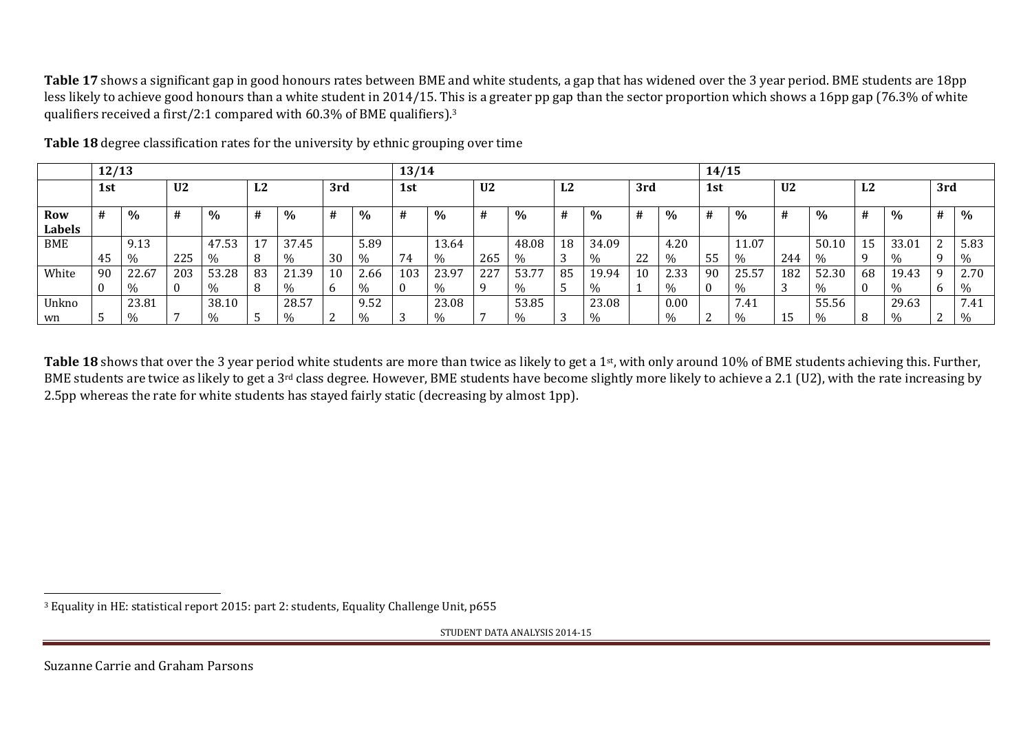**Table 17** shows a significant gap in good honours rates between BME and white students, a gap that has widened over the 3 year period. BME students are 18pp less likely to achieve good honours than a white student in 2014/15. This is a greater pp gap than the sector proportion which shows a 16pp gap (76.3% of white qualifiers received a first/2:1 compared with 60.3% of BME qualifiers).[3]

**Table 18** degree classification rates for the university by ethnic grouping over time

| | 12/13 | | | | | | | | 13/14 | | | | | | | | 14/15 | | | | | | | |
|---|---|---|---|---|---|---|---|---|---|---|---|---|---|---|---|---|---|---|---|---|---|---|---|---|
| | 1st | | U2 | | L2 | | 3rd | | 1st | | U2 | | L2 | | 3rd | | 1st | | U2 | | L2 | | 3rd | |
| Row Labels | # | % | # | % | # | % | # | % | # | % | # | % | # | % | # | % | # | % | # | % | # | % | # | % |
| BME | 45 | 9.13% | 225 | 47.53% | 178 | 37.45% | 30 | 5.89% | 74 | 13.64% | 265 | 48.08% | 183 | 34.09% | 22 | 4.20% | 55 | 11.07% | 244 | 50.10% | 159 | 33.01% | 29 | 5.83% |
| White | 900 | 22.67% | 2030 | 53.28% | 838 | 21.39% | 106 | 2.66% | 1030 | 23.97% | 2279 | 53.77% | 855 | 19.94% | 101 | 2.33% | 900 | 25.57% | 1823 | 52.30% | 680 | 19.43% | 96 | 2.70% |
| Unknown | 5 | 23.81% | 7 | 38.10% | 5 | 28.57% | 2 | 9.52% | 3 | 23.08% | 7 | 53.85% | 3 | 23.08% | | 0.00% | 2 | 7.41% | 15 | 55.56% | 8 | 29.63% | 2 | 7.41% |

**Table 18** shows that over the 3 year period white students are more than twice as likely to get a 1st, with only around 10% of BME students achieving this. Further, BME students are twice as likely to get a 3rd class degree. However, BME students have become slightly more likely to achieve a 2.1 (U2), with the rate increasing by 2.5pp whereas the rate for white students has stayed fairly static (decreasing by almost 1pp).

[3] Equality in HE: statistical report 2015: part 2: students, Equality Challenge Unit, p655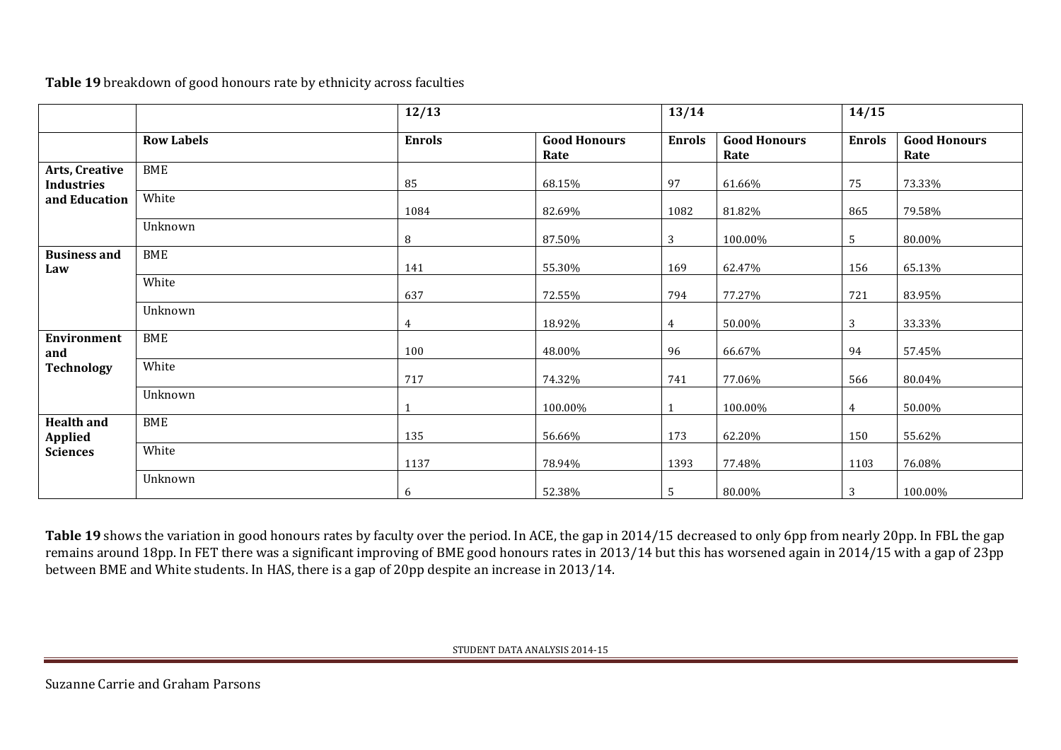**Table 19** breakdown of good honours rate by ethnicity across faculties

| | | 12/13 | | 13/14 | | 14/15 | |
|---|---|---|---|---|---|---|---|
| | **Row Labels** | **Enrols** | **Good Honours Rate** | **Enrols** | **Good Honours Rate** | **Enrols** | **Good Honours Rate** |
| **Arts, Creative Industries and Education** | BME | 85 | 68.15% | 97 | 61.66% | 75 | 73.33% |
| | White | 1084 | 82.69% | 1082 | 81.82% | 865 | 79.58% |
| | Unknown | 8 | 87.50% | 3 | 100.00% | 5 | 80.00% |
| **Business and Law** | BME | 141 | 55.30% | 169 | 62.47% | 156 | 65.13% |
| | White | 637 | 72.55% | 794 | 77.27% | 721 | 83.95% |
| | Unknown | 4 | 18.92% | 4 | 50.00% | 3 | 33.33% |
| **Environment and Technology** | BME | 100 | 48.00% | 96 | 66.67% | 94 | 57.45% |
| | White | 717 | 74.32% | 741 | 77.06% | 566 | 80.04% |
| | Unknown | 1 | 100.00% | 1 | 100.00% | 4 | 50.00% |
| **Health and Applied Sciences** | BME | 135 | 56.66% | 173 | 62.20% | 150 | 55.62% |
| | White | 1137 | 78.94% | 1393 | 77.48% | 1103 | 76.08% |
| | Unknown | 6 | 52.38% | 5 | 80.00% | 3 | 100.00% |

**Table 19** shows the variation in good honours rates by faculty over the period. In ACE, the gap in 2014/15 decreased to only 6pp from nearly 20pp. In FBL the gap remains around 18pp. In FET there was a significant improving of BME good honours rates in 2013/14 but this has worsened again in 2014/15 with a gap of 23pp between BME and White students. In HAS, there is a gap of 20pp despite an increase in 2013/14.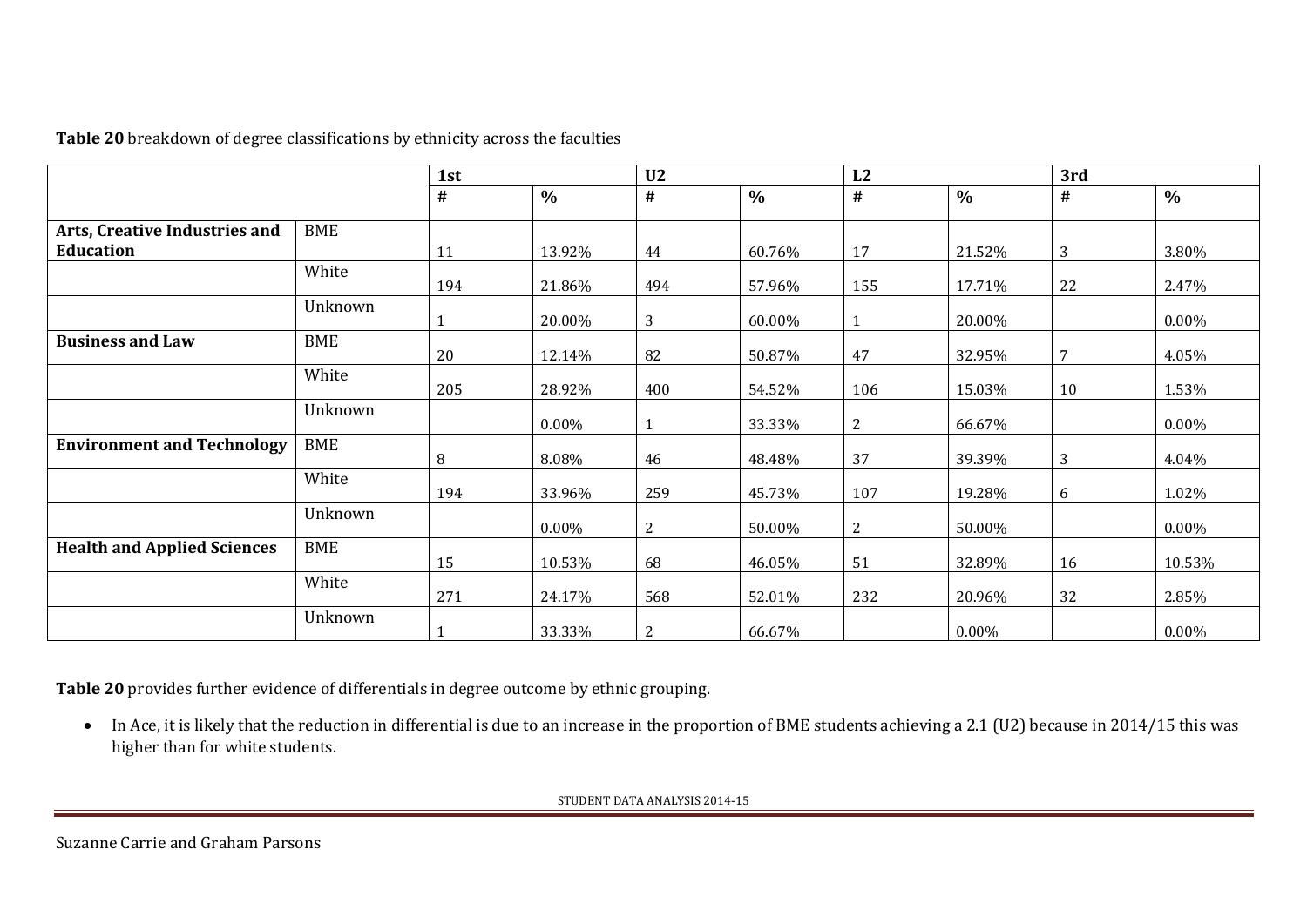**Table 20** breakdown of degree classifications by ethnicity across the faculties

| | | 1st | | U2 | | L2 | | 3rd | |
|---|---|---|---|---|---|---|---|---|---|
| | | # | % | # | % | # | % | # | % |
| **Arts, Creative Industries and Education** | BME | 11 | 13.92% | 44 | 60.76% | 17 | 21.52% | 3 | 3.80% |
| | White | 194 | 21.86% | 494 | 57.96% | 155 | 17.71% | 22 | 2.47% |
| | Unknown | 1 | 20.00% | 3 | 60.00% | 1 | 20.00% | | 0.00% |
| **Business and Law** | BME | 20 | 12.14% | 82 | 50.87% | 47 | 32.95% | 7 | 4.05% |
| | White | 205 | 28.92% | 400 | 54.52% | 106 | 15.03% | 10 | 1.53% |
| | Unknown | | 0.00% | 1 | 33.33% | 2 | 66.67% | | 0.00% |
| **Environment and Technology** | BME | 8 | 8.08% | 46 | 48.48% | 37 | 39.39% | 3 | 4.04% |
| | White | 194 | 33.96% | 259 | 45.73% | 107 | 19.28% | 6 | 1.02% |
| | Unknown | | 0.00% | 2 | 50.00% | 2 | 50.00% | | 0.00% |
| **Health and Applied Sciences** | BME | 15 | 10.53% | 68 | 46.05% | 51 | 32.89% | 16 | 10.53% |
| | White | 271 | 24.17% | 568 | 52.01% | 232 | 20.96% | 32 | 2.85% |
| | Unknown | 1 | 33.33% | 2 | 66.67% | | 0.00% | | 0.00% |

**Table 20** provides further evidence of differentials in degree outcome by ethnic grouping.

- In Ace, it is likely that the reduction in differential is due to an increase in the proportion of BME students achieving a 2.1 (U2) because in 2014/15 this was higher than for white students.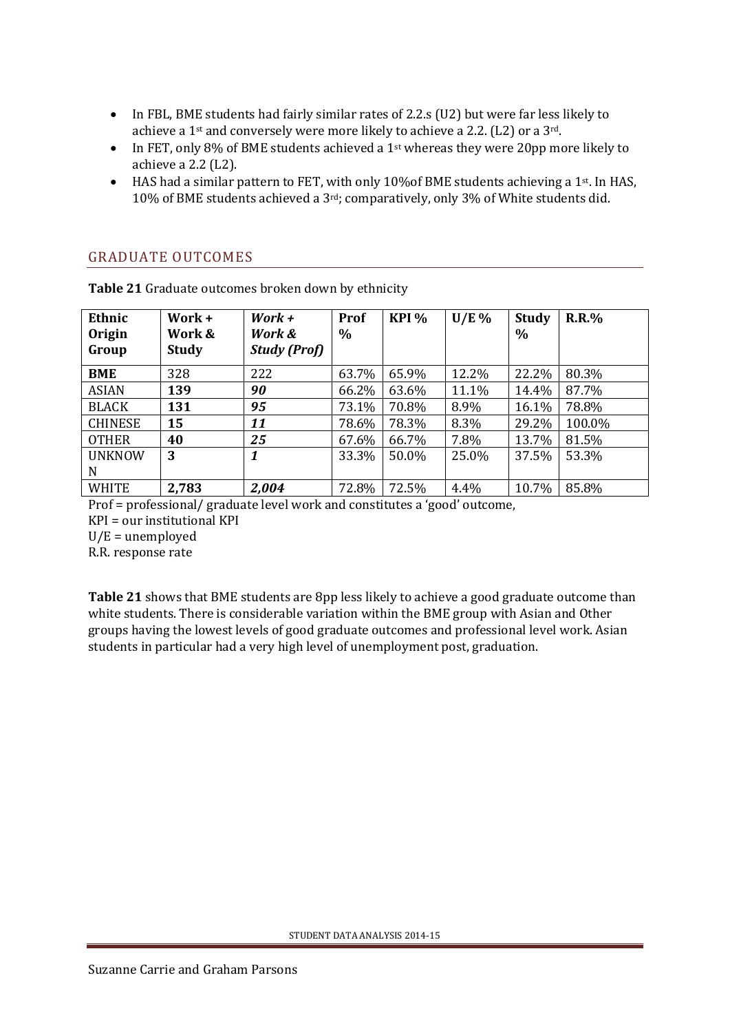- In FBL, BME students had fairly similar rates of 2.2.s (U2) but were far less likely to achieve a 1st and conversely were more likely to achieve a 2.2. (L2) or a 3rd.
- In FET, only 8% of BME students achieved a 1st whereas they were 20pp more likely to achieve a 2.2 (L2).
- HAS had a similar pattern to FET, with only 10%of BME students achieving a 1st. In HAS, 10% of BME students achieved a 3rd; comparatively, only 3% of White students did.

## GRADUATE OUTCOMES

**Table 21** Graduate outcomes broken down by ethnicity

| Ethnic Origin Group | Work + Work & Study | *Work + Work & Study (Prof)* | Prof % | KPI % | U/E % | Study % | R.R.% |
|---|---|---|---|---|---|---|---|
| **BME** | 328 | 222 | 63.7% | 65.9% | 12.2% | 22.2% | 80.3% |
| ASIAN | **139** | ***90*** | 66.2% | 63.6% | 11.1% | 14.4% | 87.7% |
| BLACK | **131** | ***95*** | 73.1% | 70.8% | 8.9% | 16.1% | 78.8% |
| CHINESE | **15** | ***11*** | 78.6% | 78.3% | 8.3% | 29.2% | 100.0% |
| OTHER | **40** | ***25*** | 67.6% | 66.7% | 7.8% | 13.7% | 81.5% |
| UNKNOWN | **3** | ***1*** | 33.3% | 50.0% | 25.0% | 37.5% | 53.3% |
| WHITE | **2,783** | ***2,004*** | 72.8% | 72.5% | 4.4% | 10.7% | 85.8% |

Prof = professional/ graduate level work and constitutes a 'good' outcome,
KPI = our institutional KPI
U/E = unemployed
R.R. response rate

**Table 21** shows that BME students are 8pp less likely to achieve a good graduate outcome than white students. There is considerable variation within the BME group with Asian and Other groups having the lowest levels of good graduate outcomes and professional level work. Asian students in particular had a very high level of unemployment post, graduation.